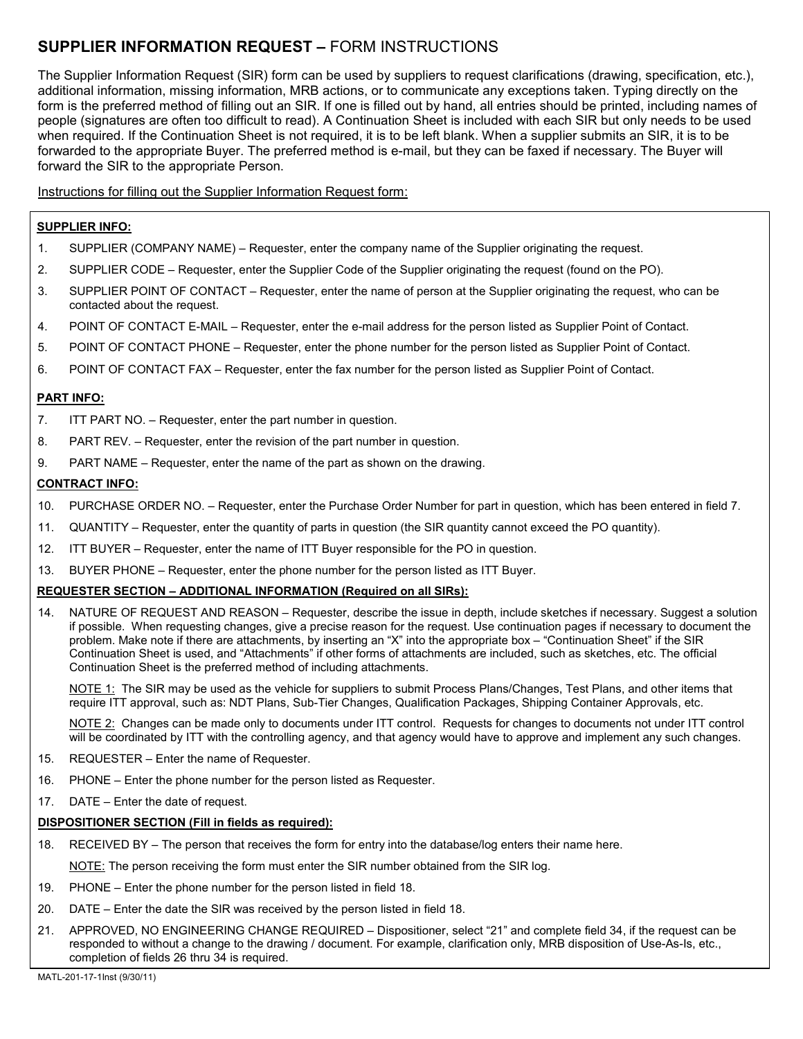# SUPPLIER INFORMATION REQUEST – FORM INSTRUCTIONS

The Supplier Information Request (SIR) form can be used by suppliers to request clarifications (drawing, specification, etc.), additional information, missing information, MRB actions, or to communicate any exceptions taken. Typing directly on the form is the preferred method of filling out an SIR. If one is filled out by hand, all entries should be printed, including names of people (signatures are often too difficult to read). A Continuation Sheet is included with each SIR but only needs to be used when required. If the Continuation Sheet is not required, it is to be left blank. When a supplier submits an SIR, it is to be forwarded to the appropriate Buyer. The preferred method is e-mail, but they can be faxed if necessary. The Buyer will forward the SIR to the appropriate Person.

Instructions for filling out the Supplier Information Request form:

**SUPPLIER INFO:**

1. SUPPLIER (COMPANY NAME) – Requester, enter the company name of the Supplier originating the request.
2. SUPPLIER CODE – Requester, enter the Supplier Code of the Supplier originating the request (found on the PO).
3. SUPPLIER POINT OF CONTACT – Requester, enter the name of person at the Supplier originating the request, who can be contacted about the request.
4. POINT OF CONTACT E-MAIL – Requester, enter the e-mail address for the person listed as Supplier Point of Contact.
5. POINT OF CONTACT PHONE – Requester, enter the phone number for the person listed as Supplier Point of Contact.
6. POINT OF CONTACT FAX – Requester, enter the fax number for the person listed as Supplier Point of Contact.

**PART INFO:**

7. ITT PART NO. – Requester, enter the part number in question.
8. PART REV. – Requester, enter the revision of the part number in question.
9. PART NAME – Requester, enter the name of the part as shown on the drawing.

**CONTRACT INFO:**

10. PURCHASE ORDER NO. – Requester, enter the Purchase Order Number for part in question, which has been entered in field 7.
11. QUANTITY – Requester, enter the quantity of parts in question (the SIR quantity cannot exceed the PO quantity).
12. ITT BUYER – Requester, enter the name of ITT Buyer responsible for the PO in question.
13. BUYER PHONE – Requester, enter the phone number for the person listed as ITT Buyer.

**REQUESTER SECTION – ADDITIONAL INFORMATION (Required on all SIRs):**

14. NATURE OF REQUEST AND REASON – Requester, describe the issue in depth, include sketches if necessary. Suggest a solution if possible. When requesting changes, give a precise reason for the request. Use continuation pages if necessary to document the problem. Make note if there are attachments, by inserting an "X" into the appropriate box – "Continuation Sheet" if the SIR Continuation Sheet is used, and "Attachments" if other forms of attachments are included, such as sketches, etc. The official Continuation Sheet is the preferred method of including attachments.

    NOTE 1: The SIR may be used as the vehicle for suppliers to submit Process Plans/Changes, Test Plans, and other items that require ITT approval, such as: NDT Plans, Sub-Tier Changes, Qualification Packages, Shipping Container Approvals, etc.

    NOTE 2: Changes can be made only to documents under ITT control. Requests for changes to documents not under ITT control will be coordinated by ITT with the controlling agency, and that agency would have to approve and implement any such changes.

15. REQUESTER – Enter the name of Requester.
16. PHONE – Enter the phone number for the person listed as Requester.
17. DATE – Enter the date of request.

**DISPOSITIONER SECTION (Fill in fields as required):**

18. RECEIVED BY – The person that receives the form for entry into the database/log enters their name here.

    NOTE: The person receiving the form must enter the SIR number obtained from the SIR log.

19. PHONE – Enter the phone number for the person listed in field 18.
20. DATE – Enter the date the SIR was received by the person listed in field 18.
21. APPROVED, NO ENGINEERING CHANGE REQUIRED – Dispositioner, select "21" and complete field 34, if the request can be responded to without a change to the drawing / document. For example, clarification only, MRB disposition of Use-As-Is, etc., completion of fields 26 thru 34 is required.

MATL-201-17-1Inst (9/30/11)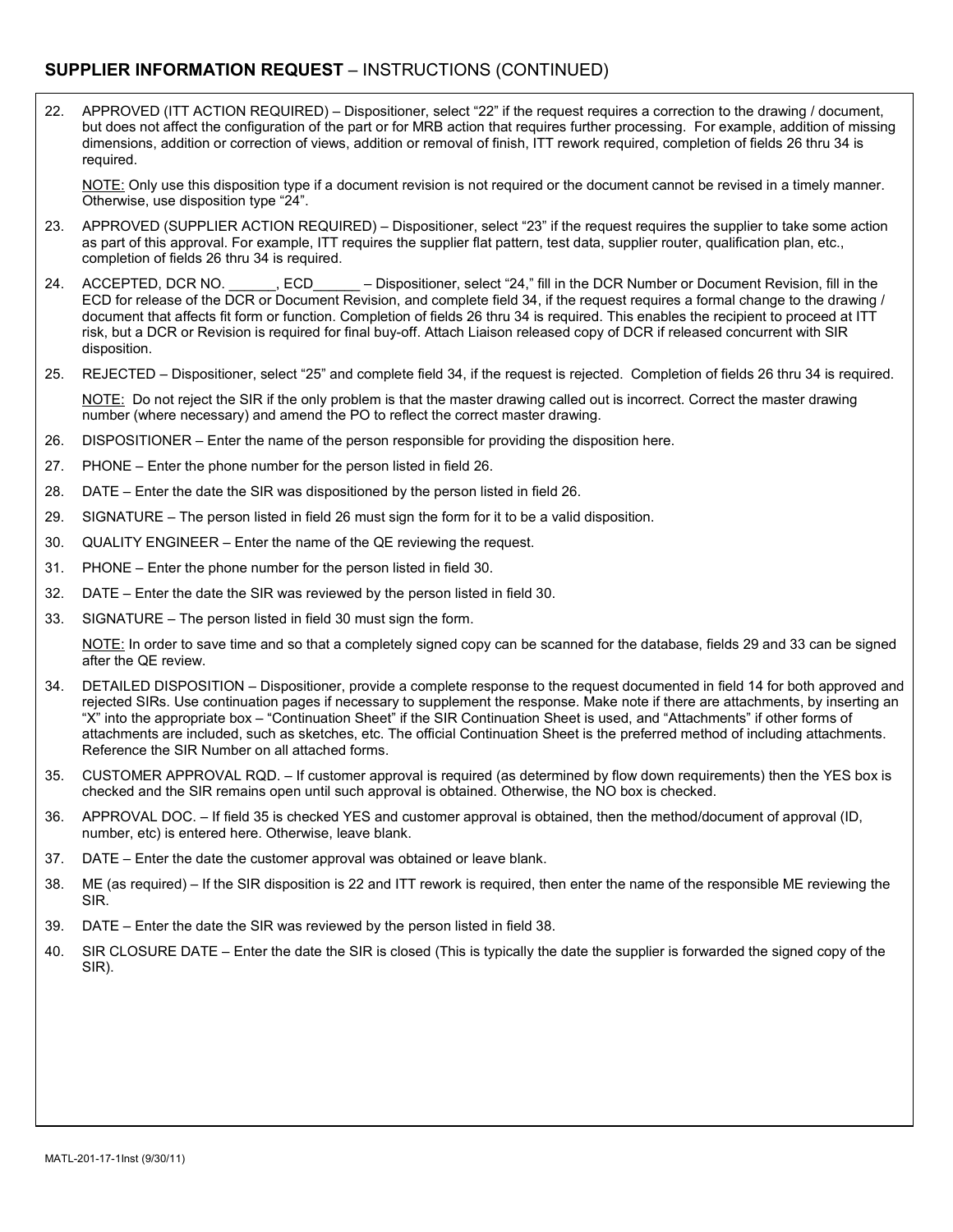## **SUPPLIER INFORMATION REQUEST** – INSTRUCTIONS (CONTINUED)

22. APPROVED (ITT ACTION REQUIRED) – Dispositioner, select "22" if the request requires a correction to the drawing / document, but does not affect the configuration of the part or for MRB action that requires further processing. For example, addition of missing dimensions, addition or correction of views, addition or removal of finish, ITT rework required, completion of fields 26 thru 34 is required.

    NOTE: Only use this disposition type if a document revision is not required or the document cannot be revised in a timely manner. Otherwise, use disposition type "24".

23. APPROVED (SUPPLIER ACTION REQUIRED) – Dispositioner, select "23" if the request requires the supplier to take some action as part of this approval. For example, ITT requires the supplier flat pattern, test data, supplier router, qualification plan, etc., completion of fields 26 thru 34 is required.

24. ACCEPTED, DCR NO. ______, ECD______ – Dispositioner, select "24," fill in the DCR Number or Document Revision, fill in the ECD for release of the DCR or Document Revision, and complete field 34, if the request requires a formal change to the drawing / document that affects fit form or function. Completion of fields 26 thru 34 is required. This enables the recipient to proceed at ITT risk, but a DCR or Revision is required for final buy-off. Attach Liaison released copy of DCR if released concurrent with SIR disposition.

25. REJECTED – Dispositioner, select "25" and complete field 34, if the request is rejected. Completion of fields 26 thru 34 is required.

    NOTE: Do not reject the SIR if the only problem is that the master drawing called out is incorrect. Correct the master drawing number (where necessary) and amend the PO to reflect the correct master drawing.

26. DISPOSITIONER – Enter the name of the person responsible for providing the disposition here.

27. PHONE – Enter the phone number for the person listed in field 26.

28. DATE – Enter the date the SIR was dispositioned by the person listed in field 26.

29. SIGNATURE – The person listed in field 26 must sign the form for it to be a valid disposition.

30. QUALITY ENGINEER – Enter the name of the QE reviewing the request.

31. PHONE – Enter the phone number for the person listed in field 30.

32. DATE – Enter the date the SIR was reviewed by the person listed in field 30.

33. SIGNATURE – The person listed in field 30 must sign the form.

    NOTE: In order to save time and so that a completely signed copy can be scanned for the database, fields 29 and 33 can be signed after the QE review.

34. DETAILED DISPOSITION – Dispositioner, provide a complete response to the request documented in field 14 for both approved and rejected SIRs. Use continuation pages if necessary to supplement the response. Make note if there are attachments, by inserting an "X" into the appropriate box – "Continuation Sheet" if the SIR Continuation Sheet is used, and "Attachments" if other forms of attachments are included, such as sketches, etc. The official Continuation Sheet is the preferred method of including attachments. Reference the SIR Number on all attached forms.

35. CUSTOMER APPROVAL RQD. – If customer approval is required (as determined by flow down requirements) then the YES box is checked and the SIR remains open until such approval is obtained. Otherwise, the NO box is checked.

36. APPROVAL DOC. – If field 35 is checked YES and customer approval is obtained, then the method/document of approval (ID, number, etc) is entered here. Otherwise, leave blank.

37. DATE – Enter the date the customer approval was obtained or leave blank.

38. ME (as required) – If the SIR disposition is 22 and ITT rework is required, then enter the name of the responsible ME reviewing the SIR.

39. DATE – Enter the date the SIR was reviewed by the person listed in field 38.

40. SIR CLOSURE DATE – Enter the date the SIR is closed (This is typically the date the supplier is forwarded the signed copy of the SIR).

MATL-201-17-1Inst (9/30/11)